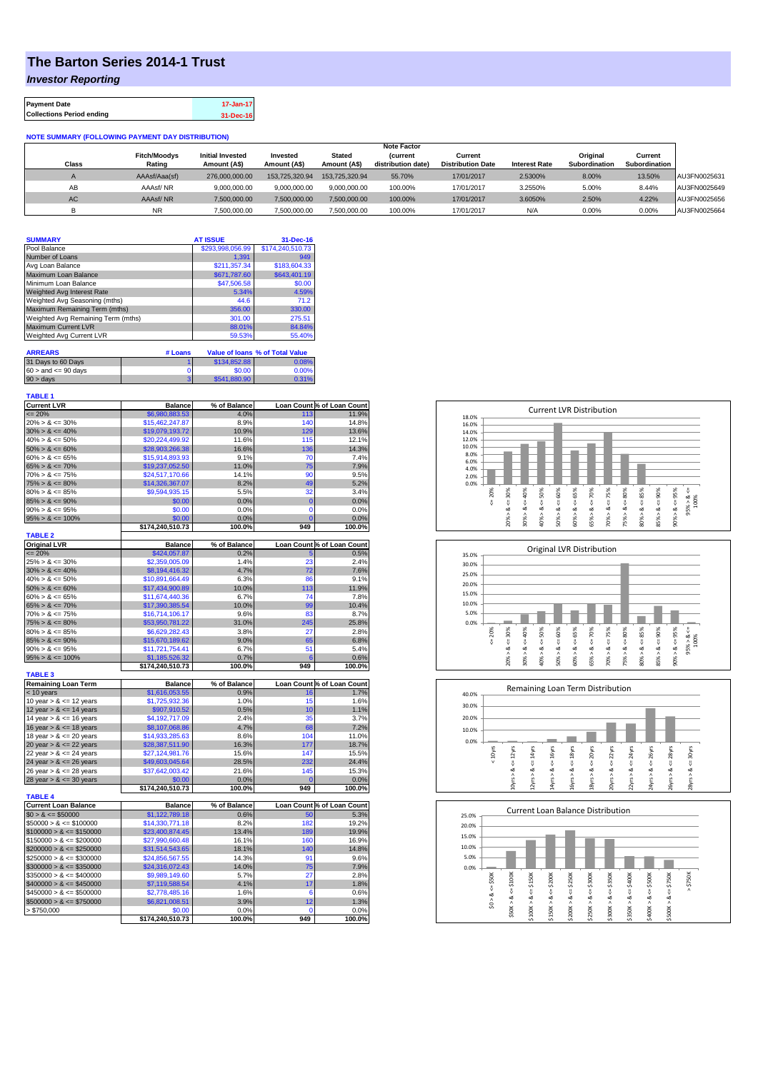# The Barton Series 2014-1 Trust

## *Investor Reporting*

| | |
|---|---|
| **Payment Date** | 17-Jan-17 |
| **Collections Period ending** | 31-Dec-16 |

**NOTE SUMMARY (FOLLOWING PAYMENT DAY DISTRIBUTION)**

| Class | Fitch/Moodys Rating | Initial Invested Amount (A$) | Invested Amount (A$) | Stated Amount (A$) | Note Factor (current distribution date) | Current Distribution Date | Interest Rate | Original Subordination | Current Subordination | |
|---|---|---|---|---|---|---|---|---|---|---|
| A | AAAsf/Aaa(sf) | 276,000,000.00 | 153,725,320.94 | 153,725,320.94 | 55.70% | 17/01/2017 | 2.5300% | 8.00% | 13.50% | AU3FN0025631 |
| AB | AAAsf/ NR | 9,000,000.00 | 9,000,000.00 | 9,000,000.00 | 100.00% | 17/01/2017 | 3.2550% | 5.00% | 8.44% | AU3FN0025649 |
| AC | AAAsf/ NR | 7,500,000.00 | 7,500,000.00 | 7,500,000.00 | 100.00% | 17/01/2017 | 3.6050% | 2.50% | 4.22% | AU3FN0025656 |
| B | NR | 7,500,000.00 | 7,500,000.00 | 7,500,000.00 | 100.00% | 17/01/2017 | N/A | 0.00% | 0.00% | AU3FN0025664 |

| SUMMARY | AT ISSUE | 31-Dec-16 |
|---|---|---|
| Pool Balance | $293,998,056.99 | $174,240,510.73 |
| Number of Loans | 1,391 | 949 |
| Avg Loan Balance | $211,357.34 | $183,604.33 |
| Maximum Loan Balance | $671,787.60 | $643,401.19 |
| Minimum Loan Balance | $47,506.58 | $0.00 |
| Weighted Avg Interest Rate | 5.34% | 4.59% |
| Weighted Avg Seasoning (mths) | 44.6 | 71.2 |
| Maximum Remaining Term (mths) | 356.00 | 330.00 |
| Weighted Avg Remaining Term (mths) | 301.00 | 275.51 |
| Maximum Current LVR | 88.01% | 84.84% |
| Weighted Avg Current LVR | 59.53% | 55.40% |

| ARREARS | # Loans | Value of loans | % of Total Value |
|---|---|---|---|
| 31 Days to 60 Days | 1 | $134,852.88 | 0.08% |
| 60 > and <= 90 days | 0 | $0.00 | 0.00% |
| 90 > days | 3 | $541,880.90 | 0.31% |

**TABLE 1**

| Current LVR | Balance | % of Balance | Loan Count | % of Loan Count |
|---|---|---|---|---|
| <= 20% | $6,980,883.53 | 4.0% | 113 | 11.9% |
| 20% > & <= 30% | $15,462,247.87 | 8.9% | 140 | 14.8% |
| 30% > & <= 40% | $19,079,193.72 | 10.9% | 129 | 13.6% |
| 40% > & <= 50% | $20,224,499.92 | 11.6% | 115 | 12.1% |
| 50% > & <= 60% | $28,903,266.38 | 16.6% | 136 | 14.3% |
| 60% > & <= 65% | $15,914,893.93 | 9.1% | 70 | 7.4% |
| 65% > & <= 70% | $19,237,052.50 | 11.0% | 75 | 7.9% |
| 70% > & <= 75% | $24,517,170.66 | 14.1% | 90 | 9.5% |
| 75% > & <= 80% | $14,326,367.07 | 8.2% | 49 | 5.2% |
| 80% > & <= 85% | $9,594,935.15 | 5.5% | 32 | 3.4% |
| 85% > & <= 90% | $0.00 | 0.0% | 0 | 0.0% |
| 90% > & <= 95% | $0.00 | 0.0% | 0 | 0.0% |
| 95% > & <= 100% | $0.00 | 0.0% | 0 | 0.0% |
| | $174,240,510.73 | 100.0% | 949 | 100.0% |

**TABLE 2**

| Original LVR | Balance | % of Balance | Loan Count | % of Loan Count |
|---|---|---|---|---|
| <= 20% | $424,057.87 | 0.2% | 5 | 0.5% |
| 25% > & <= 30% | $2,359,005.09 | 1.4% | 23 | 2.4% |
| 30% > & <= 40% | $8,194,416.32 | 4.7% | 72 | 7.6% |
| 40% > & <= 50% | $10,891,664.49 | 6.3% | 86 | 9.1% |
| 50% > & <= 60% | $17,434,900.89 | 10.0% | 113 | 11.9% |
| 60% > & <= 65% | $11,674,440.36 | 6.7% | 74 | 7.8% |
| 65% > & <= 70% | $17,390,385.54 | 10.0% | 99 | 10.4% |
| 70% > & <= 75% | $16,714,106.17 | 9.6% | 83 | 8.7% |
| 75% > & <= 80% | $53,950,781.22 | 31.0% | 245 | 25.8% |
| 80% > & <= 85% | $6,629,282.43 | 3.8% | 27 | 2.8% |
| 85% > & <= 90% | $15,670,189.62 | 9.0% | 65 | 6.8% |
| 90% > & <= 95% | $11,721,754.41 | 6.7% | 51 | 5.4% |
| 95% > & <= 100% | $1,185,526.32 | 0.7% | 6 | 0.6% |
| | $174,240,510.73 | 100.0% | 949 | 100.0% |

**TABLE 3**

| Remaining Loan Term | Balance | % of Balance | Loan Count | % of Loan Count |
|---|---|---|---|---|
| < 10 years | $1,616,053.55 | 0.9% | 16 | 1.7% |
| 10 year > & <= 12 years | $1,725,932.36 | 1.0% | 15 | 1.6% |
| 12 year > & <= 14 years | $907,910.52 | 0.5% | 10 | 1.1% |
| 14 year > & <= 16 years | $4,192,717.09 | 2.4% | 35 | 3.7% |
| 16 year > & <= 18 years | $8,107,068.86 | 4.7% | 68 | 7.2% |
| 18 year > & <= 20 years | $14,933,285.63 | 8.6% | 104 | 11.0% |
| 20 year > & <= 22 years | $28,387,511.90 | 16.3% | 177 | 18.7% |
| 22 year > & <= 24 years | $27,124,981.76 | 15.6% | 147 | 15.5% |
| 24 year > & <= 26 years | $49,603,045.64 | 28.5% | 232 | 24.4% |
| 26 year > & <= 28 years | $37,642,003.42 | 21.6% | 145 | 15.3% |
| 28 year > & <= 30 years | $0.00 | 0.0% | 0 | 0.0% |
| | $174,240,510.73 | 100.0% | 949 | 100.0% |

**TABLE 4**

| Current Loan Balance | Balance | % of Balance | Loan Count | % of Loan Count |
|---|---|---|---|---|
| $0 > & <= $50000 | $1,122,789.18 | 0.6% | 50 | 5.3% |
| $50000 > & <= $100000 | $14,330,771.18 | 8.2% | 182 | 19.2% |
| $100000 > & <= $150000 | $23,400,874.45 | 13.4% | 189 | 19.9% |
| $150000 > & <= $200000 | $27,990,660.48 | 16.1% | 160 | 16.9% |
| $200000 > & <= $250000 | $31,514,543.65 | 18.1% | 140 | 14.8% |
| $250000 > & <= $300000 | $24,856,567.55 | 14.3% | 91 | 9.6% |
| $300000 > & <= $350000 | $24,316,072.43 | 14.0% | 75 | 7.9% |
| $350000 > & <= $400000 | $9,989,149.60 | 5.7% | 27 | 2.8% |
| $400000 > & <= $450000 | $7,119,588.54 | 4.1% | 17 | 1.8% |
| $450000 > & <= $500000 | $2,778,485.16 | 1.6% | 6 | 0.6% |
| $500000 > & <= $750000 | $6,821,008.51 | 3.9% | 12 | 1.3% |
| > $750,000 | $0.00 | 0.0% | 0 | 0.0% |
| | $174,240,510.73 | 100.0% | 949 | 100.0% |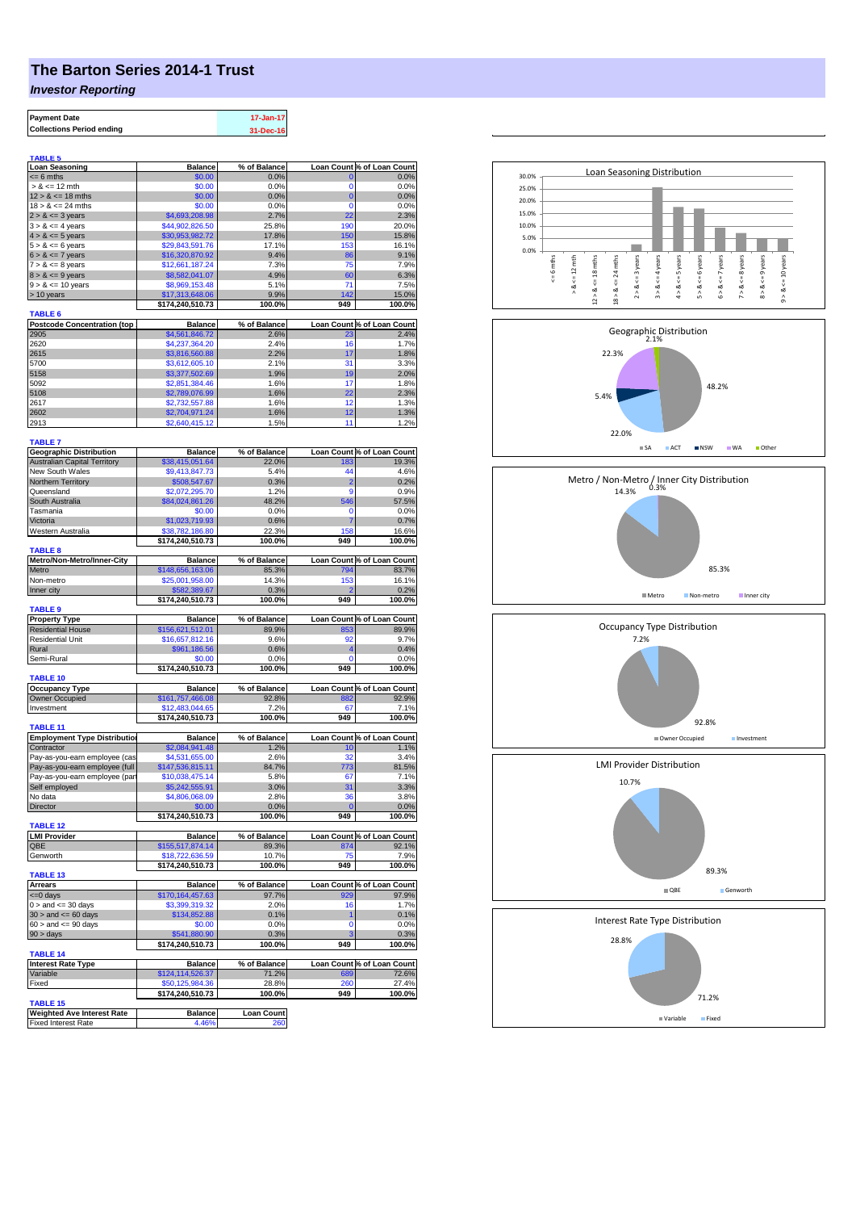# The Barton Series 2014-1 Trust

## *Investor Reporting*

| | |
|---|---|
| **Payment Date** | 17-Jan-17 |
| **Collections Period ending** | 31-Dec-16 |

**TABLE 5**

| Loan Seasoning | Balance | % of Balance | Loan Count | % of Loan Count |
|---|---|---|---|---|
| <= 6 mths | $0.00 | 0.0% | 0 | 0.0% |
| > & <= 12 mth | $0.00 | 0.0% | 0 | 0.0% |
| 12 > & <= 18 mths | $0.00 | 0.0% | 0 | 0.0% |
| 18 > & <= 24 mths | $0.00 | 0.0% | 0 | 0.0% |
| 2 > & <= 3 years | $4,693,208.98 | 2.7% | 22 | 2.3% |
| 3 > & <= 4 years | $44,902,826.50 | 25.8% | 190 | 20.0% |
| 4 > & <= 5 years | $30,953,982.72 | 17.8% | 150 | 15.8% |
| 5 > & <= 6 years | $29,843,591.76 | 17.1% | 153 | 16.1% |
| 6 > & <= 7 years | $16,320,870.92 | 9.4% | 86 | 9.1% |
| 7 > & <= 8 years | $12,661,187.24 | 7.3% | 75 | 7.9% |
| 8 > & <= 9 years | $8,582,041.07 | 4.9% | 60 | 6.3% |
| 9 > & <= 10 years | $8,969,153.48 | 5.1% | 71 | 7.5% |
| > 10 years | $17,313,648.06 | 9.9% | 142 | 15.0% |
| | $174,240,510.73 | 100.0% | 949 | 100.0% |

**TABLE 6**

| Postcode Concentration (top | Balance | % of Balance | Loan Count | % of Loan Count |
|---|---|---|---|---|
| 2905 | $4,561,846.72 | 2.6% | 23 | 2.4% |
| 2620 | $4,237,364.20 | 2.4% | 16 | 1.7% |
| 2615 | $3,816,560.88 | 2.2% | 17 | 1.8% |
| 5700 | $3,612,605.10 | 2.1% | 31 | 3.3% |
| 5158 | $3,377,502.69 | 1.9% | 19 | 2.0% |
| 5092 | $2,851,384.46 | 1.6% | 17 | 1.8% |
| 5108 | $2,789,076.99 | 1.6% | 22 | 2.3% |
| 2617 | $2,732,557.88 | 1.6% | 12 | 1.3% |
| 2602 | $2,704,971.24 | 1.6% | 12 | 1.3% |
| 2913 | $2,640,415.12 | 1.5% | 11 | 1.2% |

**TABLE 7**

| Geographic Distribution | Balance | % of Balance | Loan Count | % of Loan Count |
|---|---|---|---|---|
| Australian Capital Territory | $38,415,051.64 | 22.0% | 183 | 19.3% |
| New South Wales | $9,413,847.73 | 5.4% | 44 | 4.6% |
| Northern Territory | $508,547.67 | 0.3% | 2 | 0.2% |
| Queensland | $2,072,295.70 | 1.2% | 9 | 0.9% |
| South Australia | $84,024,861.26 | 48.2% | 546 | 57.5% |
| Tasmania | $0.00 | 0.0% | 0 | 0.0% |
| Victoria | $1,023,719.93 | 0.6% | 7 | 0.7% |
| Western Australia | $38,782,186.80 | 22.3% | 158 | 16.6% |
| | $174,240,510.73 | 100.0% | 949 | 100.0% |

**TABLE 8**

| Metro/Non-Metro/Inner-City | Balance | % of Balance | Loan Count | % of Loan Count |
|---|---|---|---|---|
| Metro | $148,656,163.06 | 85.3% | 794 | 83.7% |
| Non-metro | $25,001,958.00 | 14.3% | 153 | 16.1% |
| Inner city | $582,389.67 | 0.3% | 2 | 0.2% |
| | $174,240,510.73 | 100.0% | 949 | 100.0% |

**TABLE 9**

| Property Type | Balance | % of Balance | Loan Count | % of Loan Count |
|---|---|---|---|---|
| Residential House | $156,621,512.01 | 89.9% | 853 | 89.9% |
| Residential Unit | $16,657,812.16 | 9.6% | 92 | 9.7% |
| Rural | $961,186.56 | 0.6% | 4 | 0.4% |
| Semi-Rural | $0.00 | 0.0% | 0 | 0.0% |
| | $174,240,510.73 | 100.0% | 949 | 100.0% |

**TABLE 10**

| Occupancy Type | Balance | % of Balance | Loan Count | % of Loan Count |
|---|---|---|---|---|
| Owner Occupied | $161,757,466.08 | 92.8% | 882 | 92.9% |
| Investment | $12,483,044.65 | 7.2% | 67 | 7.1% |
| | $174,240,510.73 | 100.0% | 949 | 100.0% |

**TABLE 11**

| Employment Type Distributio | Balance | % of Balance | Loan Count | % of Loan Count |
|---|---|---|---|---|
| Contractor | $2,084,941.48 | 1.2% | 10 | 1.1% |
| Pay-as-you-earn employee (cas | $4,531,655.00 | 2.6% | 32 | 3.4% |
| Pay-as-you-earn employee (full | $147,536,815.11 | 84.7% | 773 | 81.5% |
| Pay-as-you-earn employee (part | $10,038,475.14 | 5.8% | 67 | 7.1% |
| Self employed | $5,242,555.91 | 3.0% | 31 | 3.3% |
| No data | $4,806,068.09 | 2.8% | 36 | 3.8% |
| Director | $0.00 | 0.0% | 0 | 0.0% |
| | $174,240,510.73 | 100.0% | 949 | 100.0% |

**TABLE 12**

| LMI Provider | Balance | % of Balance | Loan Count | % of Loan Count |
|---|---|---|---|---|
| QBE | $155,517,874.14 | 89.3% | 874 | 92.1% |
| Genworth | $18,722,636.59 | 10.7% | 75 | 7.9% |
| | $174,240,510.73 | 100.0% | 949 | 100.0% |

**TABLE 13**

| Arrears | Balance | % of Balance | Loan Count | % of Loan Count |
|---|---|---|---|---|
| <=0 days | $170,164,457.63 | 97.7% | 929 | 97.9% |
| 0 > and <= 30 days | $3,399,319.32 | 2.0% | 16 | 1.7% |
| 30 > and <= 60 days | $134,852.88 | 0.1% | 1 | 0.1% |
| 60 > and <= 90 days | $0.00 | 0.0% | 0 | 0.0% |
| 90 > days | $541,880.90 | 0.3% | 3 | 0.3% |
| | $174,240,510.73 | 100.0% | 949 | 100.0% |

**TABLE 14**

| Interest Rate Type | Balance | % of Balance | Loan Count | % of Loan Count |
|---|---|---|---|---|
| Variable | $124,114,526.37 | 71.2% | 689 | 72.6% |
| Fixed | $50,125,984.36 | 28.8% | 260 | 27.4% |
| | $174,240,510.73 | 100.0% | 949 | 100.0% |

**TABLE 15**

| Weighted Ave Interest Rate | Balance | Loan Count |
|---|---|---|
| Fixed Interest Rate | 4.46% | 260 |

Loan Seasoning Distribution
30.0%
25.0%
20.0%
15.0%
10.0%
5.0%
0.0%
<= 6 mths
> & <= 12 mth
12 > & <= 18 mths
18 > & <= 24 mths
2 > & <= 3 years
3 > & <= 4 years
4 > & <= 5 years
5 > & <= 6 years
6 > & <= 7 years
7 > & <= 8 years
8 > & <= 9 years
9 > & <= 10 years

Geographic Distribution
2.1%
22.3%
48.2%
5.4%
22.0%
SA ACT NSW WA Other

Metro / Non-Metro / Inner City Distribution
0.3%
14.3%
85.3%
Metro Non-metro Inner city

Occupancy Type Distribution
7.2%
92.8%
Owner Occupied Investment

LMI Provider Distribution
10.7%
89.3%
QBE Genworth

Interest Rate Type Distribution
28.8%
71.2%
Variable Fixed